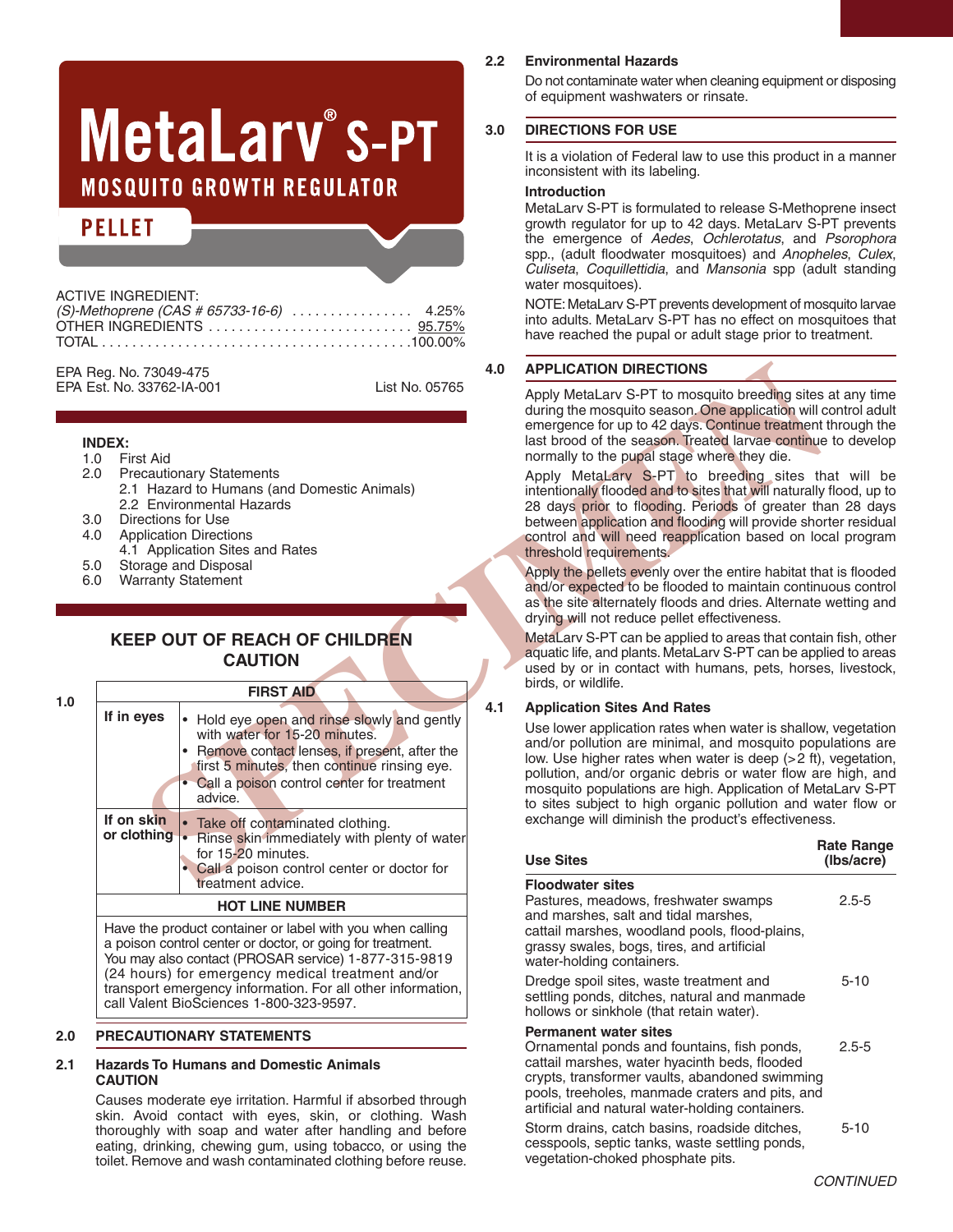# MetaLarv® S-PT

## MOSQUITO GROWTH REGULATOR

## PELLET

ACTIVE INGREDIENT:
*(S)-Methoprene (CAS # 65733-16-6)* ................ 4.25%
OTHER INGREDIENTS ........................... 95.75%
TOTAL ........................................100.00%

EPA Reg. No. 73049-475
EPA Est. No. 33762-IA-001 List No. 05765

**INDEX:**

1.0 First Aid
2.0 Precautionary Statements
  2.1 Hazard to Humans (and Domestic Animals)
  2.2 Environmental Hazards
3.0 Directions for Use
4.0 Application Directions
  4.1 Application Sites and Rates
5.0 Storage and Disposal
6.0 Warranty Statement

**KEEP OUT OF REACH OF CHILDREN**
**CAUTION**

## 1.0

| FIRST AID | |
|---|---|
| **If in eyes** | • Hold eye open and rinse slowly and gently with water for 15-20 minutes.<br>• Remove contact lenses, if present, after the first 5 minutes, then continue rinsing eye.<br>• Call a poison control center for treatment advice. |
| **If on skin or clothing** | • Take off contaminated clothing.<br>• Rinse skin immediately with plenty of water for 15-20 minutes.<br>• Call a poison control center or doctor for treatment advice. |
| **HOT LINE NUMBER** | |
| Have the product container or label with you when calling a poison control center or doctor, or going for treatment. You may also contact (PROSAR service) 1-877-315-9819 (24 hours) for emergency medical treatment and/or transport emergency information. For all other information, call Valent BioSciences 1-800-323-9597. | |

## 2.0 PRECAUTIONARY STATEMENTS

### 2.1 Hazards To Humans and Domestic Animals
**CAUTION**

Causes moderate eye irritation. Harmful if absorbed through skin. Avoid contact with eyes, skin, or clothing. Wash thoroughly with soap and water after handling and before eating, drinking, chewing gum, using tobacco, or using the toilet. Remove and wash contaminated clothing before reuse.

### 2.2 Environmental Hazards

Do not contaminate water when cleaning equipment or disposing of equipment washwaters or rinsate.

## 3.0 DIRECTIONS FOR USE

It is a violation of Federal law to use this product in a manner inconsistent with its labeling.

**Introduction**

MetaLarv S-PT is formulated to release S-Methoprene insect growth regulator for up to 42 days. MetaLarv S-PT prevents the emergence of *Aedes*, *Ochlerotatus*, and *Psorophora* spp., (adult floodwater mosquitoes) and *Anopheles*, *Culex*, *Culiseta*, *Coquillettidia*, and *Mansonia* spp (adult standing water mosquitoes).

NOTE: MetaLarv S-PT prevents development of mosquito larvae into adults. MetaLarv S-PT has no effect on mosquitoes that have reached the pupal or adult stage prior to treatment.

## 4.0 APPLICATION DIRECTIONS

Apply MetaLarv S-PT to mosquito breeding sites at any time during the mosquito season. One application will control adult emergence for up to 42 days. Continue treatment through the last brood of the season. Treated larvae continue to develop normally to the pupal stage where they die.

Apply MetaLarv S-PT to breeding sites that will be intentionally flooded and to sites that will naturally flood, up to 28 days prior to flooding. Periods of greater than 28 days between application and flooding will provide shorter residual control and will need reapplication based on local program threshold requirements.

Apply the pellets evenly over the entire habitat that is flooded and/or expected to be flooded to maintain continuous control as the site alternately floods and dries. Alternate wetting and drying will not reduce pellet effectiveness.

MetaLarv S-PT can be applied to areas that contain fish, other aquatic life, and plants. MetaLarv S-PT can be applied to areas used by or in contact with humans, pets, horses, livestock, birds, or wildlife.

### 4.1 Application Sites And Rates

Use lower application rates when water is shallow, vegetation and/or pollution are minimal, and mosquito populations are low. Use higher rates when water is deep (>2 ft), vegetation, pollution, and/or organic debris or water flow are high, and mosquito populations are high. Application of MetaLarv S-PT to sites subject to high organic pollution and water flow or exchange will diminish the product's effectiveness.

| Use Sites | Rate Range (lbs/acre) |
|---|---|
| **Floodwater sites** | |
| Pastures, meadows, freshwater swamps and marshes, salt and tidal marshes, cattail marshes, woodland pools, flood-plains, grassy swales, bogs, tires, and artificial water-holding containers. | 2.5-5 |
| Dredge spoil sites, waste treatment and settling ponds, ditches, natural and manmade hollows or sinkhole (that retain water). | 5-10 |
| **Permanent water sites** | |
| Ornamental ponds and fountains, fish ponds, cattail marshes, water hyacinth beds, flooded crypts, transformer vaults, abandoned swimming pools, treeholes, manmade craters and pits, and artificial and natural water-holding containers. | 2.5-5 |
| Storm drains, catch basins, roadside ditches, cesspools, septic tanks, waste settling ponds, vegetation-choked phosphate pits. | 5-10 |

*CONTINUED*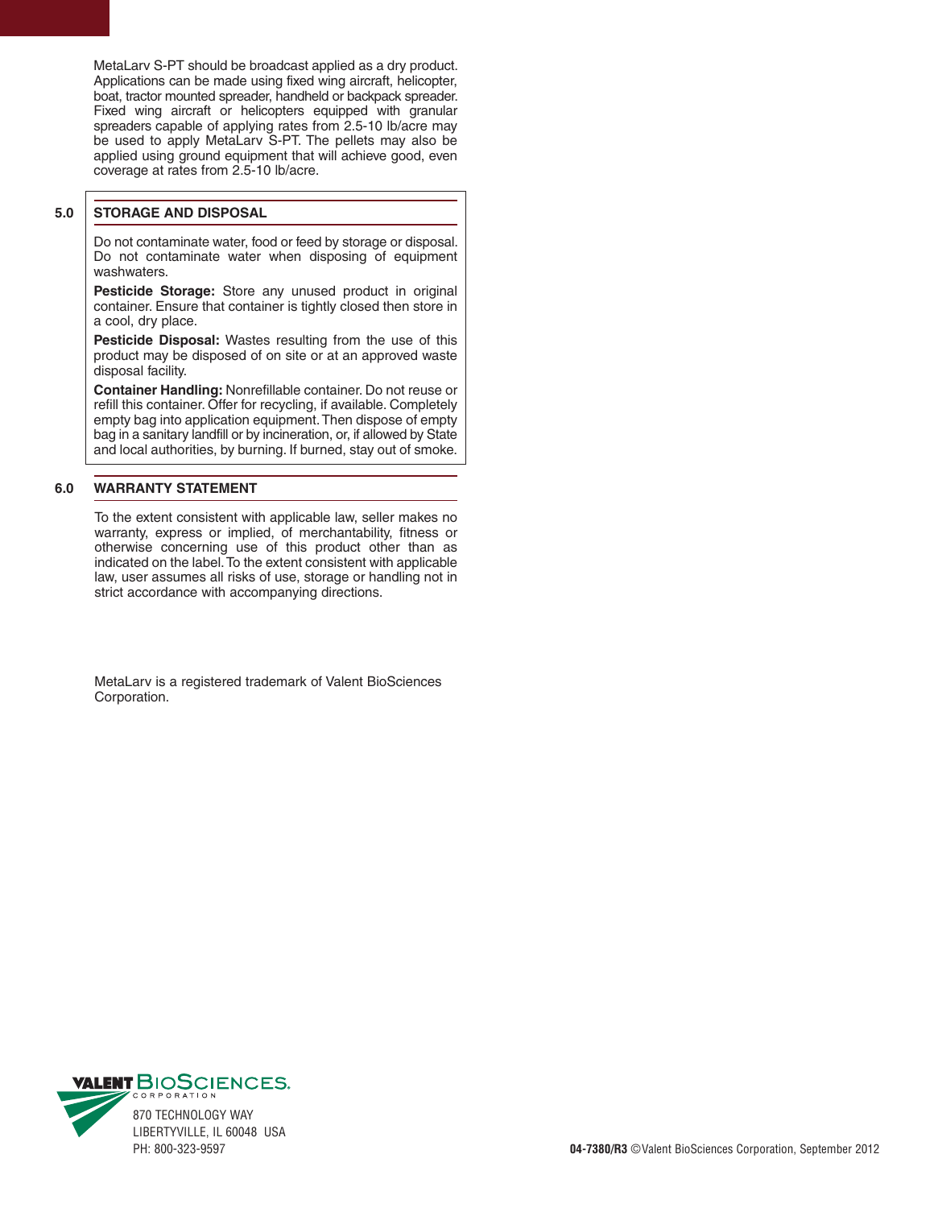MetaLarv S-PT should be broadcast applied as a dry product. Applications can be made using fixed wing aircraft, helicopter, boat, tractor mounted spreader, handheld or backpack spreader. Fixed wing aircraft or helicopters equipped with granular spreaders capable of applying rates from 2.5-10 lb/acre may be used to apply MetaLarv S-PT. The pellets may also be applied using ground equipment that will achieve good, even coverage at rates from 2.5-10 lb/acre.

## 5.0 STORAGE AND DISPOSAL

Do not contaminate water, food or feed by storage or disposal. Do not contaminate water when disposing of equipment washwaters.

**Pesticide Storage:** Store any unused product in original container. Ensure that container is tightly closed then store in a cool, dry place.

**Pesticide Disposal:** Wastes resulting from the use of this product may be disposed of on site or at an approved waste disposal facility.

**Container Handling:** Nonrefillable container. Do not reuse or refill this container. Offer for recycling, if available. Completely empty bag into application equipment. Then dispose of empty bag in a sanitary landfill or by incineration, or, if allowed by State and local authorities, by burning. If burned, stay out of smoke.

## 6.0 WARRANTY STATEMENT

To the extent consistent with applicable law, seller makes no warranty, express or implied, of merchantability, fitness or otherwise concerning use of this product other than as indicated on the label. To the extent consistent with applicable law, user assumes all risks of use, storage or handling not in strict accordance with accompanying directions.

MetaLarv is a registered trademark of Valent BioSciences Corporation.

VALENT BIOSCIENCES CORPORATION
870 TECHNOLOGY WAY
LIBERTYVILLE, IL 60048 USA
PH: 800-323-9597

**04-7380/R3** ©Valent BioSciences Corporation, September 2012